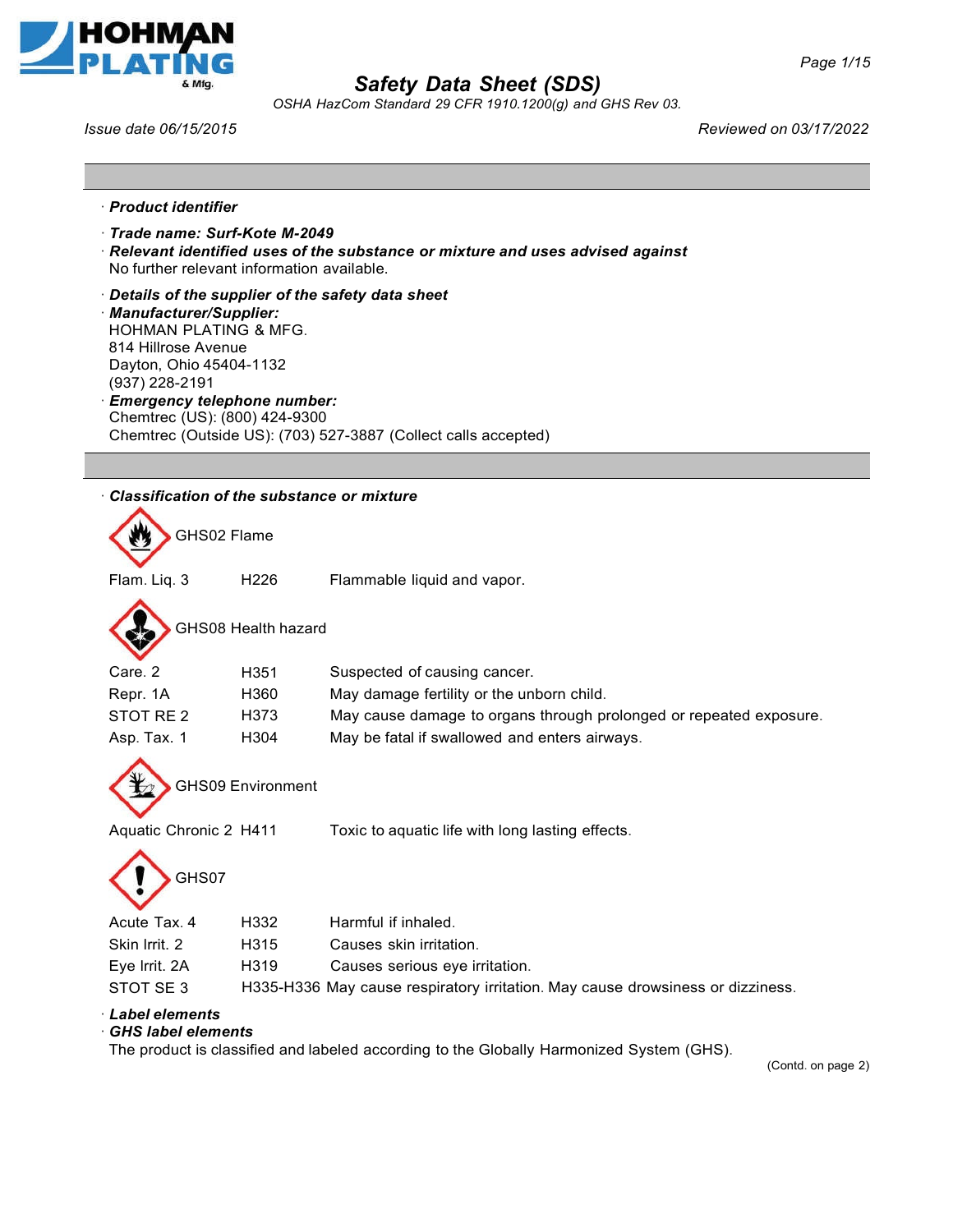# Safety Data Sheet (SDS)

*OSHA HazCom Standard 29 CFR 1910.1200(g) and GHS Rev 03.*

*Issue date 06/15/2015* *Reviewed on 03/17/2022*

· ***Product identifier***

· ***Trade name: Surf-Kote M-2049***

· ***Relevant identified uses of the substance or mixture and uses advised against***
No further relevant information available.

· ***Details of the supplier of the safety data sheet***

· ***Manufacturer/Supplier:***
HOHMAN PLATING & MFG.
814 Hillrose Avenue
Dayton, Ohio 45404-1132
(937) 228-2191

· ***Emergency telephone number:***
Chemtrec (US): (800) 424-9300
Chemtrec (Outside US): (703) 527-3887 (Collect calls accepted)

· ***Classification of the substance or mixture***

GHS02 Flame

| | | |
|---|---|---|
| Flam. Liq. 3 | H226 | Flammable liquid and vapor. |

GHS08 Health hazard

| | | |
|---|---|---|
| Carc. 2 | H351 | Suspected of causing cancer. |
| Repr. 1A | H360 | May damage fertility or the unborn child. |
| STOT RE 2 | H373 | May cause damage to organs through prolonged or repeated exposure. |
| Asp. Tox. 1 | H304 | May be fatal if swallowed and enters airways. |

GHS09 Environment

| | | |
|---|---|---|
| Aquatic Chronic 2 | H411 | Toxic to aquatic life with long lasting effects. |

GHS07

| | | |
|---|---|---|
| Acute Tox. 4 | H332 | Harmful if inhaled. |
| Skin Irrit. 2 | H315 | Causes skin irritation. |
| Eye Irrit. 2A | H319 | Causes serious eye irritation. |
| STOT SE 3 | H335-H336 | May cause respiratory irritation. May cause drowsiness or dizziness. |

· ***Label elements***

· ***GHS label elements***
The product is classified and labeled according to the Globally Harmonized System (GHS).

(Contd. on page 2)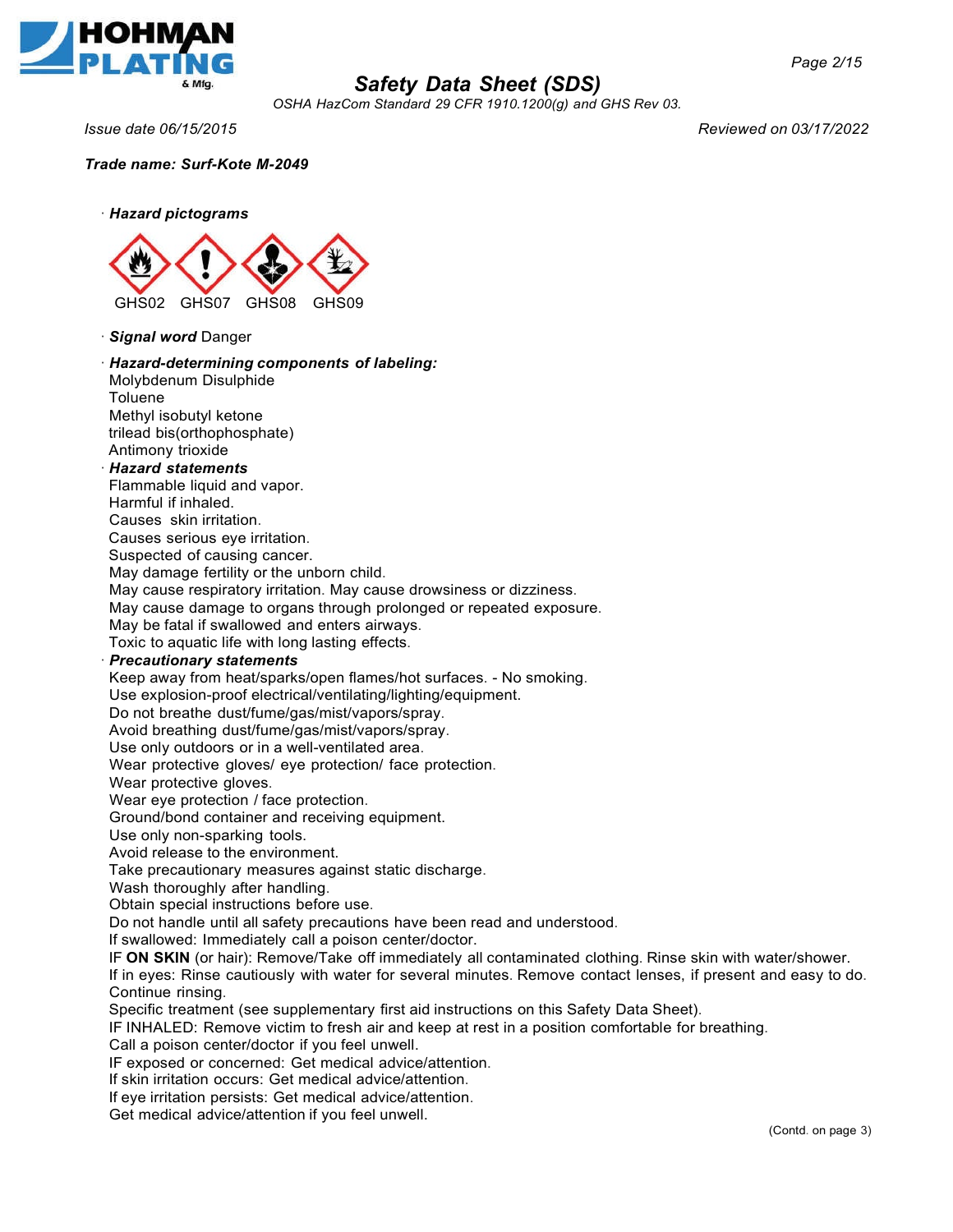**Trade name: Surf-Kote M-2049**

· ***Hazard pictograms***

GHS02 GHS07 GHS08 GHS09

· ***Signal word*** Danger

· ***Hazard-determining components of labeling:***

Molybdenum Disulphide
Toluene
Methyl isobutyl ketone
trilead bis(orthophosphate)
Antimony trioxide

· ***Hazard statements***

Flammable liquid and vapor.
Harmful if inhaled.
Causes skin irritation.
Causes serious eye irritation.
Suspected of causing cancer.
May damage fertility or the unborn child.
May cause respiratory irritation. May cause drowsiness or dizziness.
May cause damage to organs through prolonged or repeated exposure.
May be fatal if swallowed and enters airways.
Toxic to aquatic life with long lasting effects.

· ***Precautionary statements***

Keep away from heat/sparks/open flames/hot surfaces. - No smoking.
Use explosion-proof electrical/ventilating/lighting/equipment.
Do not breathe dust/fume/gas/mist/vapors/spray.
Avoid breathing dust/fume/gas/mist/vapors/spray.
Use only outdoors or in a well-ventilated area.
Wear protective gloves/ eye protection/ face protection.
Wear protective gloves.
Wear eye protection / face protection.
Ground/bond container and receiving equipment.
Use only non-sparking tools.
Avoid release to the environment.
Take precautionary measures against static discharge.
Wash thoroughly after handling.
Obtain special instructions before use.
Do not handle until all safety precautions have been read and understood.
If swallowed: Immediately call a poison center/doctor.
IF **ON SKIN** (or hair): Remove/Take off immediately all contaminated clothing. Rinse skin with water/shower.
If in eyes: Rinse cautiously with water for several minutes. Remove contact lenses, if present and easy to do. Continue rinsing.
Specific treatment (see supplementary first aid instructions on this Safety Data Sheet).
IF INHALED: Remove victim to fresh air and keep at rest in a position comfortable for breathing.
Call a poison center/doctor if you feel unwell.
IF exposed or concerned: Get medical advice/attention.
If skin irritation occurs: Get medical advice/attention.
If eye irritation persists: Get medical advice/attention.
Get medical advice/attention if you feel unwell.

(Contd. on page 3)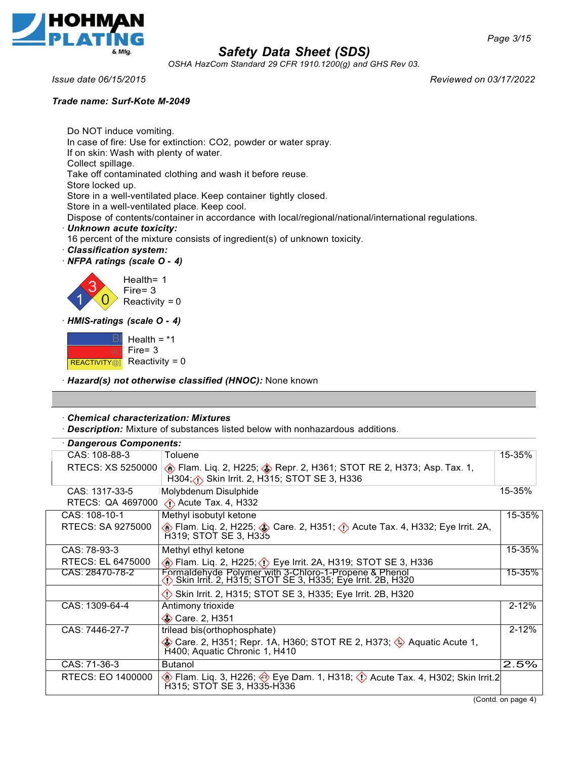**Trade name: Surf-Kote M-2049**

Do NOT induce vomiting.
In case of fire: Use for extinction: CO2, powder or water spray.
If on skin: Wash with plenty of water.
Collect spillage.
Take off contaminated clothing and wash it before reuse.
Store locked up.
Store in a well-ventilated place. Keep container tightly closed.
Store in a well-ventilated place. Keep cool.
Dispose of contents/container in accordance with local/regional/national/international regulations.

· ***Unknown acute toxicity:***
16 percent of the mixture consists of ingredient(s) of unknown toxicity.

· ***Classification system:***

· ***NFPA ratings (scale 0 - 4)***

Health= 1
Fire= 3
Reactivity = 0

· ***HMIS-ratings (scale 0 - 4)***

Health = *1
Fire= 3
Reactivity = 0

· ***Hazard(s) not otherwise classified (HNOC):*** None known

· ***Chemical characterization: Mixtures***

· ***Description:*** Mixture of substances listed below with nonhazardous additions.

· ***Dangerous Components:***

| CAS / RTECS | Component / Classification | % |
|---|---|---|
| CAS: 108-88-3<br>RTECS: XS 5250000 | Toluene<br>Flam. Liq. 2, H225; Repr. 2, H361; STOT RE 2, H373; Asp. Tax. 1, H304; Skin Irrit. 2, H315; STOT SE 3, H336 | 15-35% |
| CAS: 1317-33-5<br>RTECS: QA 4697000 | Molybdenum Disulphide<br>Acute Tax. 4, H332 | 15-35% |
| CAS: 108-10-1<br>RTECS: SA 9275000 | Methyl isobutyl ketone<br>Flam. Liq. 2, H225; Care. 2, H351; Acute Tax. 4, H332; Eye Irrit. 2A, H319; STOT SE 3, H335 | 15-35% |
| CAS: 78-93-3<br>RTECS: EL 6475000 | Methyl ethyl ketone<br>Flam. Liq. 2, H225; Eye Irrit. 2A, H319; STOT SE 3, H336 | 15-35% |
| CAS: 28470-78-2 | Formaldehyde Polymer with 3-Chloro-1-Propene & Phenol<br>Skin Irrit. 2, H315; STOT SE 3, H335; Eye Irrit. 2B, H320 | 15-35% |
| | Skin Irrit. 2, H315; STOT SE 3, H335; Eye Irrit. 2B, H320 | |
| CAS: 1309-64-4 | Antimony trioxide<br>Care. 2, H351 | 2-12% |
| CAS: 7446-27-7 | trilead bis(orthophosphate)<br>Care. 2, H351; Repr. 1A, H360; STOT RE 2, H373; Aquatic Acute 1, H400; Aquatic Chronic 1, H410 | 2-12% |
| CAS: 71-36-3<br>RTECS: EO 1400000 | Butanol<br>Flam. Liq. 3, H226; Eye Dam. 1, H318; Acute Tax. 4, H302; Skin Irrit.2 H315; STOT SE 3, H335-H336 | 2.5% |

(Contd. on page 4)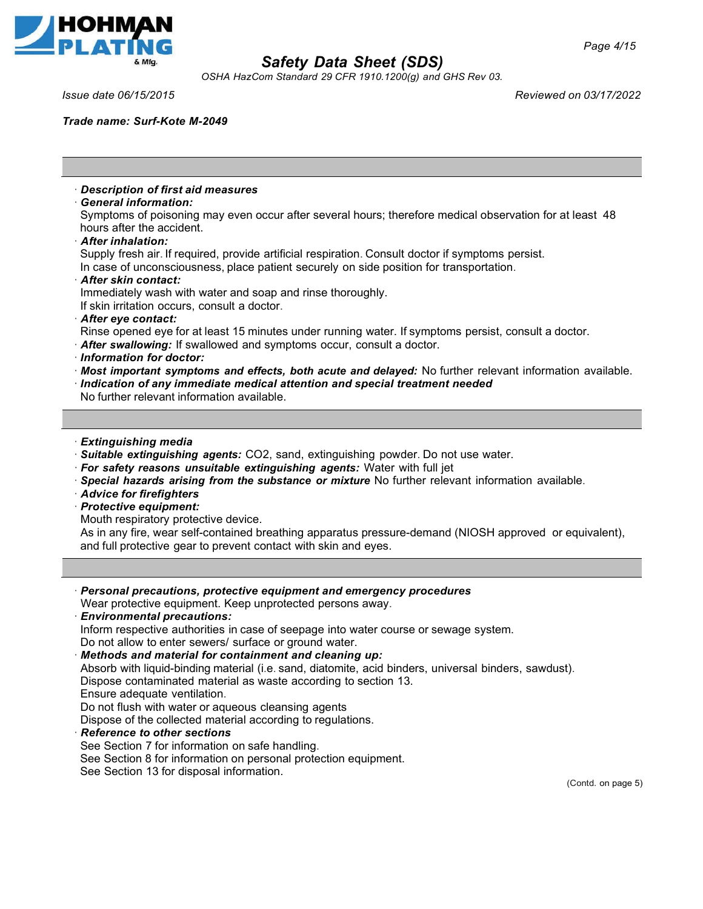*Trade name: Surf-Kote M-2049*

· ***Description of first aid measures***
· ***General information:***
Symptoms of poisoning may even occur after several hours; therefore medical observation for at least 48 hours after the accident.
· ***After inhalation:***
Supply fresh air. If required, provide artificial respiration. Consult doctor if symptoms persist.
In case of unconsciousness, place patient securely on side position for transportation.
· ***After skin contact:***
Immediately wash with water and soap and rinse thoroughly.
If skin irritation occurs, consult a doctor.
· ***After eye contact:***
Rinse opened eye for at least 15 minutes under running water. If symptoms persist, consult a doctor.
· ***After swallowing:*** If swallowed and symptoms occur, consult a doctor.
· ***Information for doctor:***
· ***Most important symptoms and effects, both acute and delayed:*** No further relevant information available.
· ***Indication of any immediate medical attention and special treatment needed***
No further relevant information available.

---

· ***Extinguishing media***
· ***Suitable extinguishing agents:*** $CO_2$, sand, extinguishing powder. Do not use water.
· ***For safety reasons unsuitable extinguishing agents:*** Water with full jet
· ***Special hazards arising from the substance or mixture*** No further relevant information available.
· ***Advice for firefighters***
· ***Protective equipment:***
Mouth respiratory protective device.
As in any fire, wear self-contained breathing apparatus pressure-demand (NIOSH approved or equivalent), and full protective gear to prevent contact with skin and eyes.

---

· ***Personal precautions, protective equipment and emergency procedures***
Wear protective equipment. Keep unprotected persons away.
· ***Environmental precautions:***
Inform respective authorities in case of seepage into water course or sewage system.
Do not allow to enter sewers/ surface or ground water.
· ***Methods and material for containment and cleaning up:***
Absorb with liquid-binding material (i.e. sand, diatomite, acid binders, universal binders, sawdust).
Dispose contaminated material as waste according to section 13.
Ensure adequate ventilation.
Do not flush with water or aqueous cleansing agents
Dispose of the collected material according to regulations.
· ***Reference to other sections***
See Section 7 for information on safe handling.
See Section 8 for information on personal protection equipment.
See Section 13 for disposal information.

(Contd. on page 5)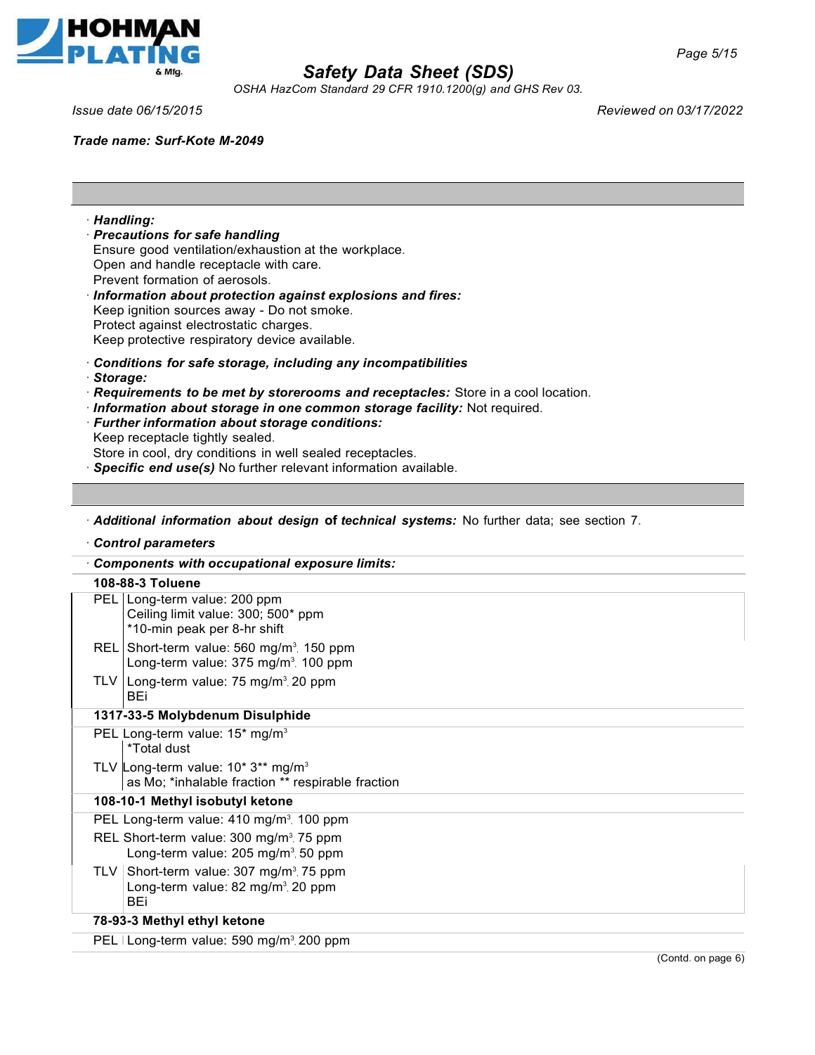Trade name: Surf-Kote M-2049

· **Handling:**
· **Precautions for safe handling**
Ensure good ventilation/exhaustion at the workplace.
Open and handle receptacle with care.
Prevent formation of aerosols.
· **Information about protection against explosions and fires:**
Keep ignition sources away - Do not smoke.
Protect against electrostatic charges.
Keep protective respiratory device available.

· **Conditions for safe storage, including any incompatibilities**
· **Storage:**
· **Requirements to be met by storerooms and receptacles:** Store in a cool location.
· **Information about storage in one common storage facility:** Not required.
· **Further information about storage conditions:**
Keep receptacle tightly sealed.
Store in cool, dry conditions in well sealed receptacles.
· **Specific end use(s)** No further relevant information available.

· **Additional information about design of technical systems:** No further data; see section 7.

· **Control parameters**

· **Components with occupational exposure limits:**

**108-88-3 Toluene**

| | |
|---|---|
| PEL | Long-term value: 200 ppm<br>Ceiling limit value: 300; 500* ppm<br>*10-min peak per 8-hr shift |
| REL | Short-term value: 560 mg/m³, 150 ppm<br>Long-term value: 375 mg/m³, 100 ppm |
| TLV | Long-term value: 75 mg/m³, 20 ppm<br>BEi |

**1317-33-5 Molybdenum Disulphide**

| | |
|---|---|
| PEL | Long-term value: 15* mg/m³<br>*Total dust |
| TLV | Long-term value: 10* 3** mg/m³<br>as Mo; *inhalable fraction ** respirable fraction |

**108-10-1 Methyl isobutyl ketone**

| | |
|---|---|
| PEL | Long-term value: 410 mg/m³, 100 ppm |
| REL | Short-term value: 300 mg/m³, 75 ppm<br>Long-term value: 205 mg/m³, 50 ppm |
| TLV | Short-term value: 307 mg/m³, 75 ppm<br>Long-term value: 82 mg/m³, 20 ppm<br>BEi |

**78-93-3 Methyl ethyl ketone**

| | |
|---|---|
| PEL | Long-term value: 590 mg/m³, 200 ppm |

(Contd. on page 6)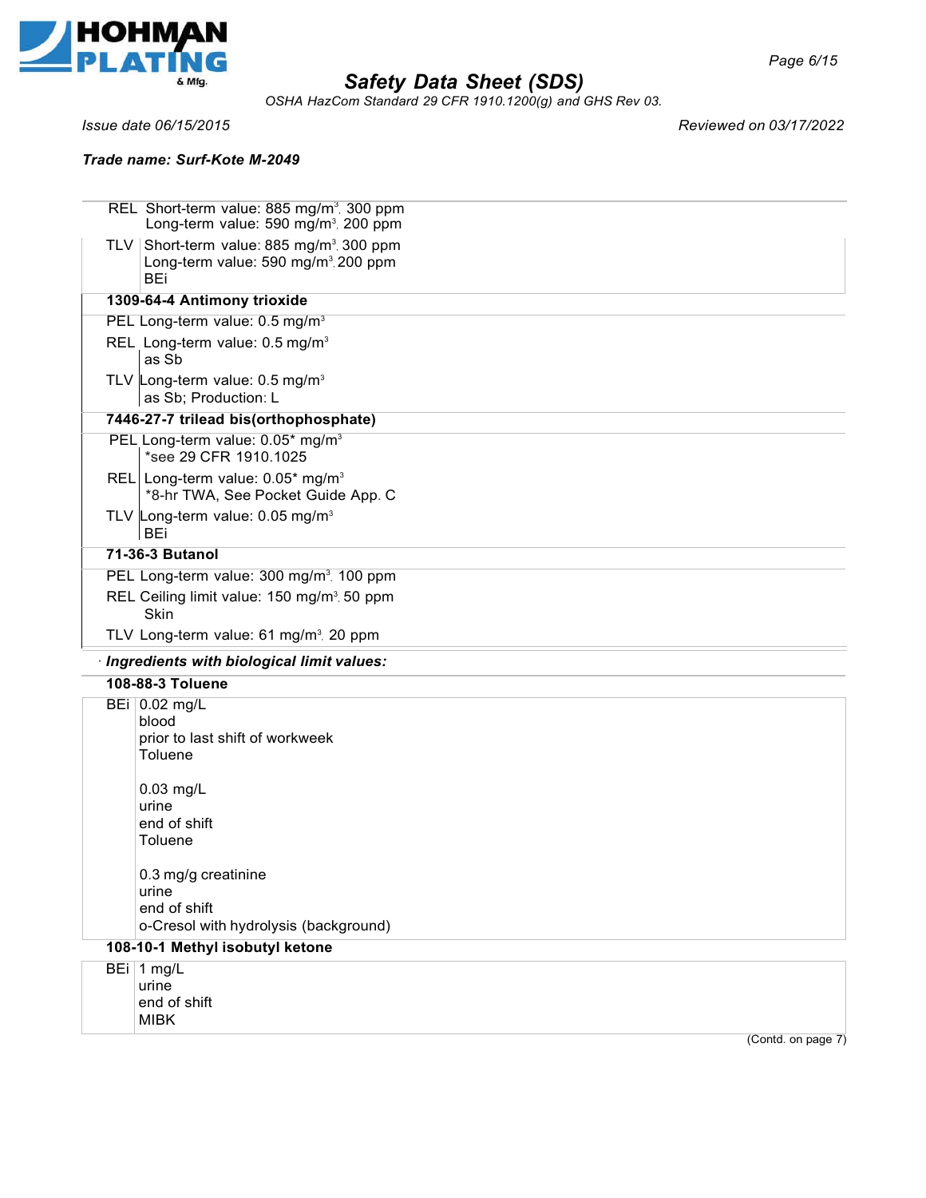| | |
|---|---|
| REL | Short-term value: 885 mg/m³, 300 ppm<br>Long-term value: 590 mg/m³, 200 ppm |
| TLV | Short-term value: 885 mg/m³, 300 ppm<br>Long-term value: 590 mg/m³, 200 ppm<br>BEi |

**1309-64-4 Antimony trioxide**

| | |
|---|---|
| PEL | Long-term value: 0.5 mg/m³ |
| REL | Long-term value: 0.5 mg/m³<br>as Sb |
| TLV | Long-term value: 0.5 mg/m³<br>as Sb; Production: L |

**7446-27-7 trilead bis(orthophosphate)**

| | |
|---|---|
| PEL | Long-term value: 0.05* mg/m³<br>*see 29 CFR 1910.1025 |
| REL | Long-term value: 0.05* mg/m³<br>*8-hr TWA, See Pocket Guide App. C |
| TLV | Long-term value: 0.05 mg/m³<br>BEi |

**71-36-3 Butanol**

| | |
|---|---|
| PEL | Long-term value: 300 mg/m³, 100 ppm |
| REL | Ceiling limit value: 150 mg/m³, 50 ppm<br>Skin |
| TLV | Long-term value: 61 mg/m³, 20 ppm |

· ***Ingredients with biological limit values:***

**108-88-3 Toluene**

| | |
|---|---|
| BEi | 0.02 mg/L<br>blood<br>prior to last shift of workweek<br>Toluene<br><br>0.03 mg/L<br>urine<br>end of shift<br>Toluene<br><br>0.3 mg/g creatinine<br>urine<br>end of shift<br>o-Cresol with hydrolysis (background) |

**108-10-1 Methyl isobutyl ketone**

| | |
|---|---|
| BEi | 1 mg/L<br>urine<br>end of shift<br>MIBK |

(Contd. on page 7)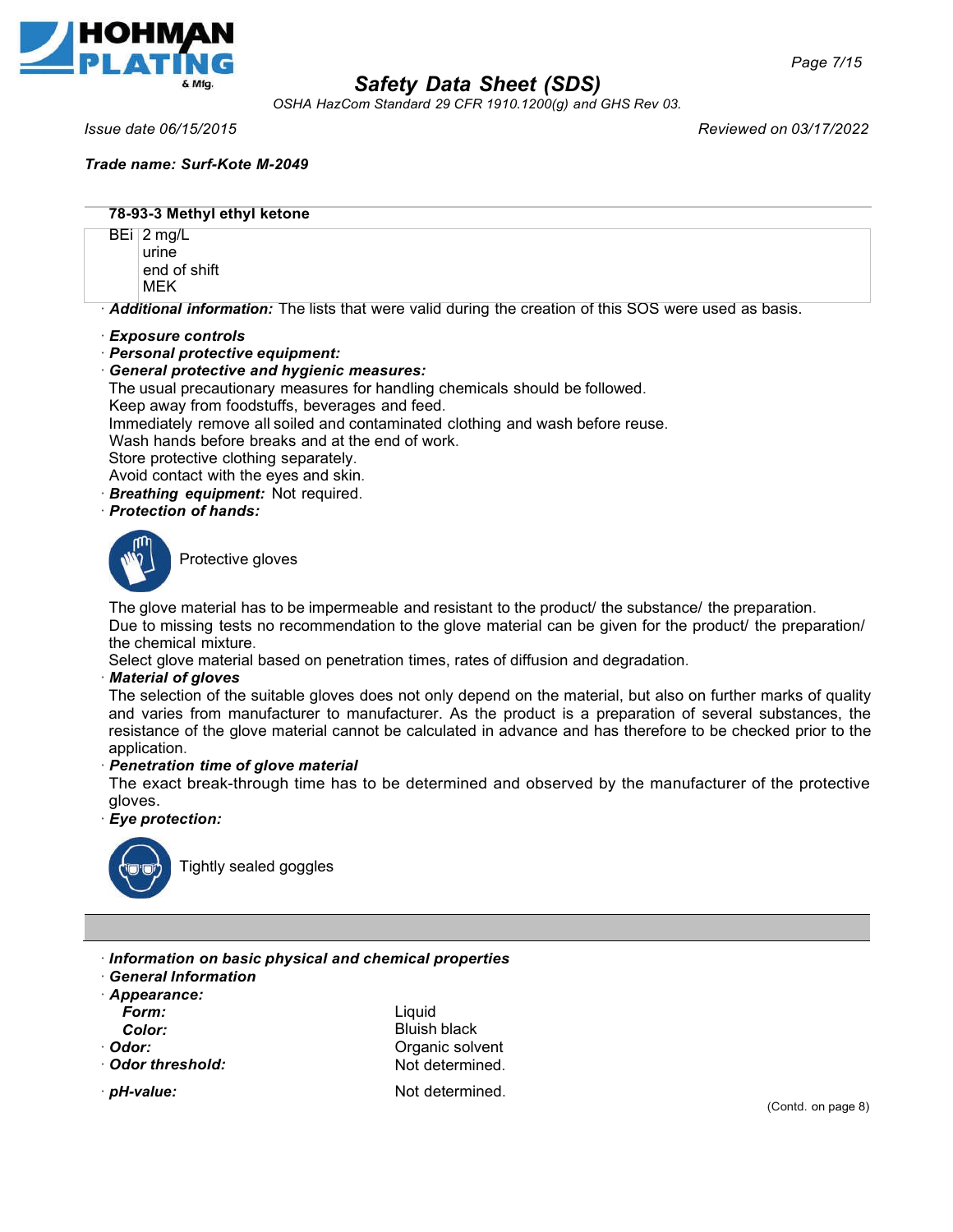**Trade name: Surf-Kote M-2049**

| **78-93-3 Methyl ethyl ketone** | |
|---|---|
| BEi | 2 mg/L<br>urine<br>end of shift<br>MEK |

· ***Additional information:*** The lists that were valid during the creation of this SOS were used as basis.

· ***Exposure controls***

· ***Personal protective equipment:***

· ***General protective and hygienic measures:***

The usual precautionary measures for handling chemicals should be followed.
Keep away from foodstuffs, beverages and feed.
Immediately remove all soiled and contaminated clothing and wash before reuse.
Wash hands before breaks and at the end of work.
Store protective clothing separately.
Avoid contact with the eyes and skin.

· ***Breathing equipment:*** Not required.

· ***Protection of hands:***

Protective gloves

The glove material has to be impermeable and resistant to the product/ the substance/ the preparation.
Due to missing tests no recommendation to the glove material can be given for the product/ the preparation/ the chemical mixture.
Select glove material based on penetration times, rates of diffusion and degradation.

· ***Material of gloves***

The selection of the suitable gloves does not only depend on the material, but also on further marks of quality and varies from manufacturer to manufacturer. As the product is a preparation of several substances, the resistance of the glove material cannot be calculated in advance and has therefore to be checked prior to the application.

· ***Penetration time of glove material***

The exact break-through time has to be determined and observed by the manufacturer of the protective gloves.

· ***Eye protection:***

Tightly sealed goggles

· ***Information on basic physical and chemical properties***

· ***General Information***

· ***Appearance:***

| | |
|---|---|
| ***Form:*** | Liquid |
| ***Color:*** | Bluish black |
| · ***Odor:*** | Organic solvent |
| · ***Odor threshold:*** | Not determined. |
| · ***pH-value:*** | Not determined. |

(Contd. on page 8)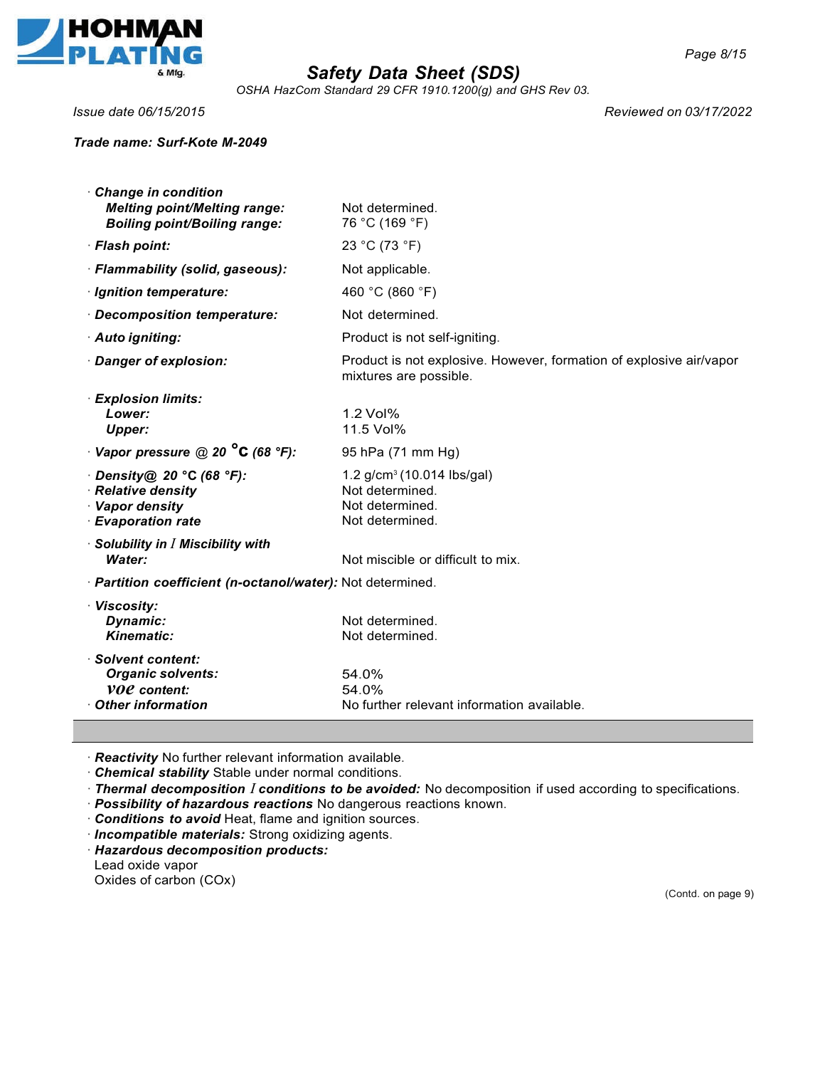**Trade name: Surf-Kote M-2049**

| | |
|---|---|
| · **Change in condition** | |
| **Melting point/Melting range:** | Not determined. |
| **Boiling point/Boiling range:** | 76 °C (169 °F) |
| · **Flash point:** | 23 °C (73 °F) |
| · **Flammability (solid, gaseous):** | Not applicable. |
| · **Ignition temperature:** | 460 °C (860 °F) |
| · **Decomposition temperature:** | Not determined. |
| · **Auto igniting:** | Product is not self-igniting. |
| · **Danger of explosion:** | Product is not explosive. However, formation of explosive air/vapor mixtures are possible. |
| · **Explosion limits:** | |
| **Lower:** | 1.2 Vol% |
| **Upper:** | 11.5 Vol% |
| · **Vapor pressure @ 20 °C (68 °F):** | 95 hPa (71 mm Hg) |
| · **Density@ 20 °C (68 °F):** | 1.2 g/cm³ (10.014 lbs/gal) |
| · **Relative density** | Not determined. |
| · **Vapor density** | Not determined. |
| · **Evaporation rate** | Not determined. |
| · **Solubility in / Miscibility with** | |
| **Water:** | Not miscible or difficult to mix. |
| · **Partition coefficient (n-octanol/water):** | Not determined. |
| · **Viscosity:** | |
| **Dynamic:** | Not determined. |
| **Kinematic:** | Not determined. |
| · **Solvent content:** | |
| **Organic solvents:** | 54.0% |
| **VOC content:** | 54.0% |
| · **Other information** | No further relevant information available. |

---

· **Reactivity** No further relevant information available.
· **Chemical stability** Stable under normal conditions.
· **Thermal decomposition / conditions to be avoided:** No decomposition if used according to specifications.
· **Possibility of hazardous reactions** No dangerous reactions known.
· **Conditions to avoid** Heat, flame and ignition sources.
· **Incompatible materials:** Strong oxidizing agents.
· **Hazardous decomposition products:**
Lead oxide vapor
Oxides of carbon (COx)

(Contd. on page 9)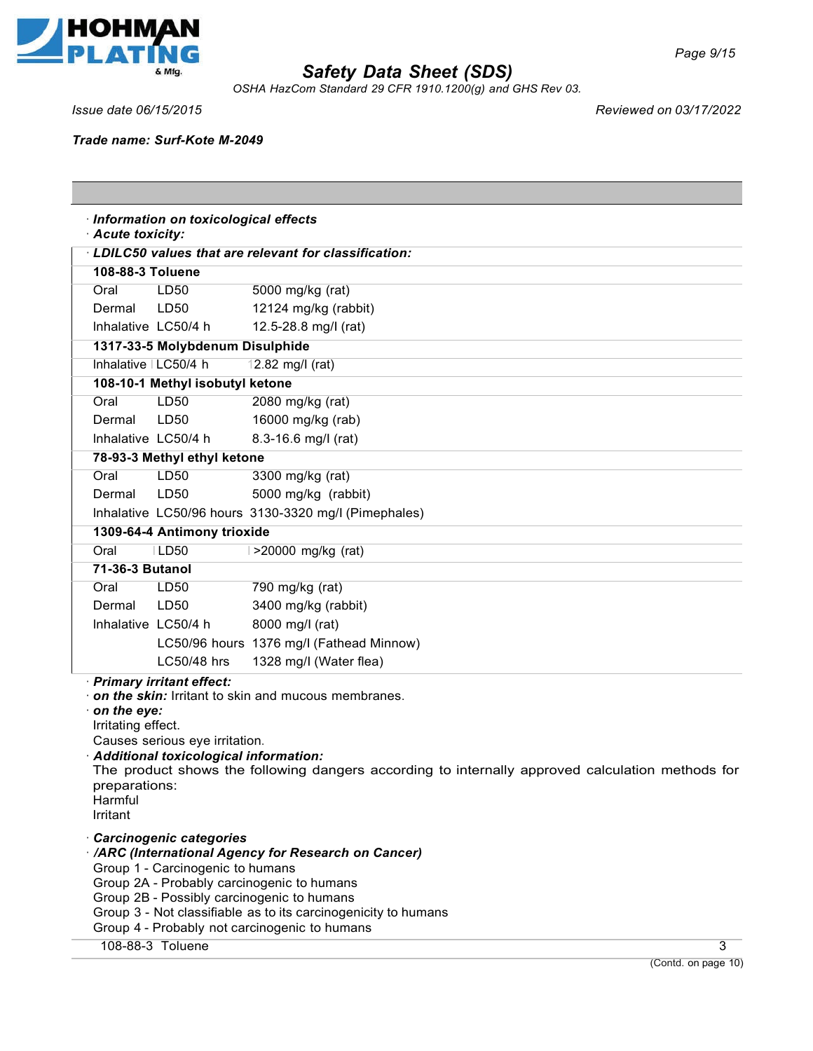Trade name: Surf-Kote M-2049

· **Information on toxicological effects**
· **Acute toxicity:**

· **LDILC50 values that are relevant for classification:**

| | | |
|---|---|---|
| **108-88-3 Toluene** | | |
| Oral | LD50 | 5000 mg/kg (rat) |
| Dermal | LD50 | 12124 mg/kg (rabbit) |
| Inhalative | LC50/4 h | 12.5-28.8 mg/l (rat) |
| **1317-33-5 Molybdenum Disulphide** | | |
| Inhalative | LC50/4 h | 2.82 mg/l (rat) |
| **108-10-1 Methyl isobutyl ketone** | | |
| Oral | LD50 | 2080 mg/kg (rat) |
| Dermal | LD50 | 16000 mg/kg (rab) |
| Inhalative | LC50/4 h | 8.3-16.6 mg/l (rat) |
| **78-93-3 Methyl ethyl ketone** | | |
| Oral | LD50 | 3300 mg/kg (rat) |
| Dermal | LD50 | 5000 mg/kg (rabbit) |
| Inhalative | LC50/96 hours | 3130-3320 mg/l (Pimephales) |
| **1309-64-4 Antimony trioxide** | | |
| Oral | LD50 | >20000 mg/kg (rat) |
| **71-36-3 Butanol** | | |
| Oral | LD50 | 790 mg/kg (rat) |
| Dermal | LD50 | 3400 mg/kg (rabbit) |
| Inhalative | LC50/4 h | 8000 mg/l (rat) |
| | LC50/96 hours | 1376 mg/l (Fathead Minnow) |
| | LC50/48 hrs | 1328 mg/l (Water flea) |

· **Primary irritant effect:**
· **on the skin:** Irritant to skin and mucous membranes.
· **on the eye:**
Irritating effect.
Causes serious eye irritation.
· **Additional toxicological information:**
The product shows the following dangers according to internally approved calculation methods for preparations:
Harmful
Irritant

· **Carcinogenic categories**
· **/ARC (International Agency for Research on Cancer)**
Group 1 - Carcinogenic to humans
Group 2A - Probably carcinogenic to humans
Group 2B - Possibly carcinogenic to humans
Group 3 - Not classifiable as to its carcinogenicity to humans
Group 4 - Probably not carcinogenic to humans

| | |
|---|---|
| 108-88-3 Toluene | 3 |

(Contd. on page 10)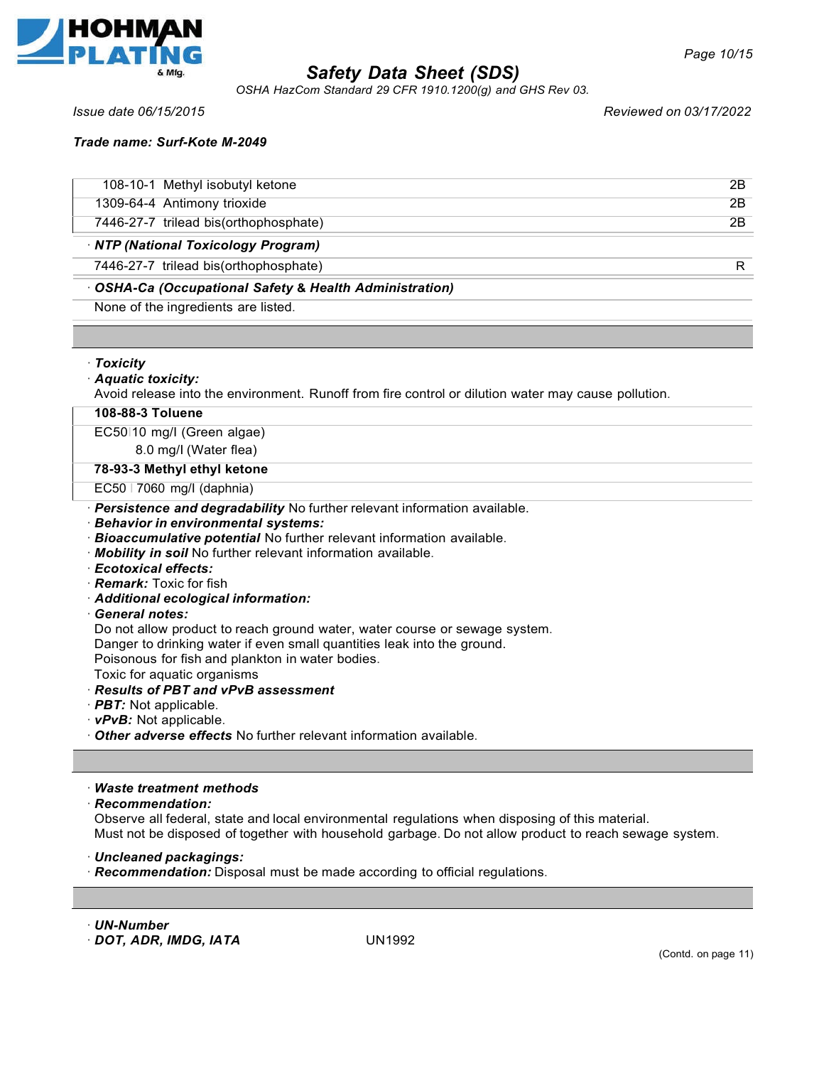Trade name: Surf-Kote M-2049

| | | |
|---|---|---|
| 108-10-1 | Methyl isobutyl ketone | 2B |
| 1309-64-4 | Antimony trioxide | 2B |
| 7446-27-7 | trilead bis(orthophosphate) | 2B |

· **NTP (National Toxicology Program)**

| | | |
|---|---|---|
| 7446-27-7 | trilead bis(orthophosphate) | R |

· **OSHA-Ca (Occupational Safety & Health Administration)**

None of the ingredients are listed.

---

· ***Toxicity***
· ***Aquatic toxicity:***
Avoid release into the environment. Runoff from fire control or dilution water may cause pollution.

| **108-88-3 Toluene** | |
|---|---|
| EC50 | 10 mg/l (Green algae) |
| | 8.0 mg/l (Water flea) |
| **78-93-3 Methyl ethyl ketone** | |
| EC50 | 7060 mg/l (daphnia) |

· ***Persistence and degradability*** No further relevant information available.
· ***Behavior in environmental systems:***
· ***Bioaccumulative potential*** No further relevant information available.
· ***Mobility in soil*** No further relevant information available.
· ***Ecotoxical effects:***
· ***Remark:*** Toxic for fish
· ***Additional ecological information:***
· ***General notes:***
Do not allow product to reach ground water, water course or sewage system.
Danger to drinking water if even small quantities leak into the ground.
Poisonous for fish and plankton in water bodies.
Toxic for aquatic organisms
· ***Results of PBT and vPvB assessment***
· ***PBT:*** Not applicable.
· ***vPvB:*** Not applicable.
· ***Other adverse effects*** No further relevant information available.

---

· ***Waste treatment methods***
· ***Recommendation:***
Observe all federal, state and local environmental regulations when disposing of this material.
Must not be disposed of together with household garbage. Do not allow product to reach sewage system.

· ***Uncleaned packagings:***
· ***Recommendation:*** Disposal must be made according to official regulations.

---

· ***UN-Number***
· ***DOT, ADR, IMDG, IATA*** UN1992

(Contd. on page 11)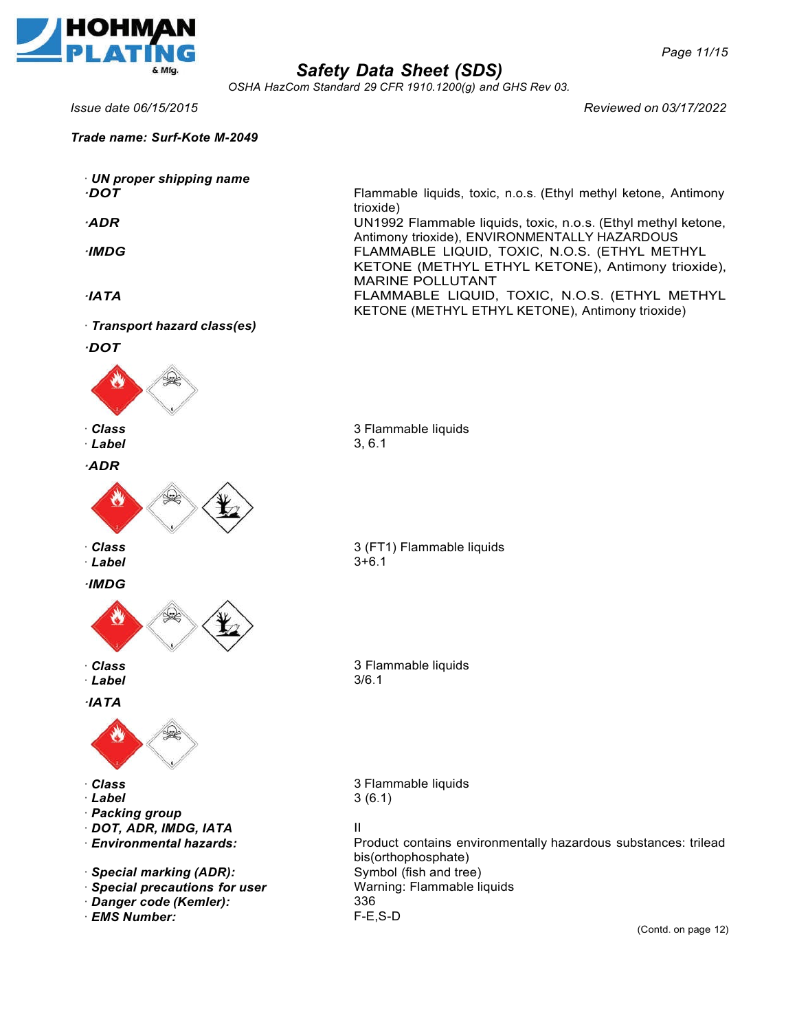**Trade name: Surf-Kote M-2049**

| | |
|---|---|
| **· UN proper shipping name** | |
| **·DOT** | Flammable liquids, toxic, n.o.s. (Ethyl methyl ketone, Antimony trioxide) |
| **·ADR** | UN1992 Flammable liquids, toxic, n.o.s. (Ethyl methyl ketone, Antimony trioxide), ENVIRONMENTALLY HAZARDOUS |
| **·IMDG** | FLAMMABLE LIQUID, TOXIC, N.O.S. (ETHYL METHYL KETONE (METHYL ETHYL KETONE), Antimony trioxide), MARINE POLLUTANT |
| **·IATA** | FLAMMABLE LIQUID, TOXIC, N.O.S. (ETHYL METHYL KETONE (METHYL ETHYL KETONE), Antimony trioxide) |

**· Transport hazard class(es)**

**·DOT**

| | |
|---|---|
| **· Class** | 3 Flammable liquids |
| **· Label** | 3, 6.1 |

**·ADR**

| | |
|---|---|
| **· Class** | 3 (FT1) Flammable liquids |
| **· Label** | 3+6.1 |

**·IMDG**

| | |
|---|---|
| **· Class** | 3 Flammable liquids |
| **· Label** | 3/6.1 |

**·IATA**

| | |
|---|---|
| **· Class** | 3 Flammable liquids |
| **· Label** | 3 (6.1) |
| **· Packing group** | |
| **· DOT, ADR, IMDG, IATA** | II |
| **· Environmental hazards:** | Product contains environmentally hazardous substances: trilead bis(orthophosphate) |
| **· Special marking (ADR):** | Symbol (fish and tree) |
| **· Special precautions for user** | Warning: Flammable liquids |
| **· Danger code (Kemler):** | 336 |
| **· EMS Number:** | F-E,S-D |

(Contd. on page 12)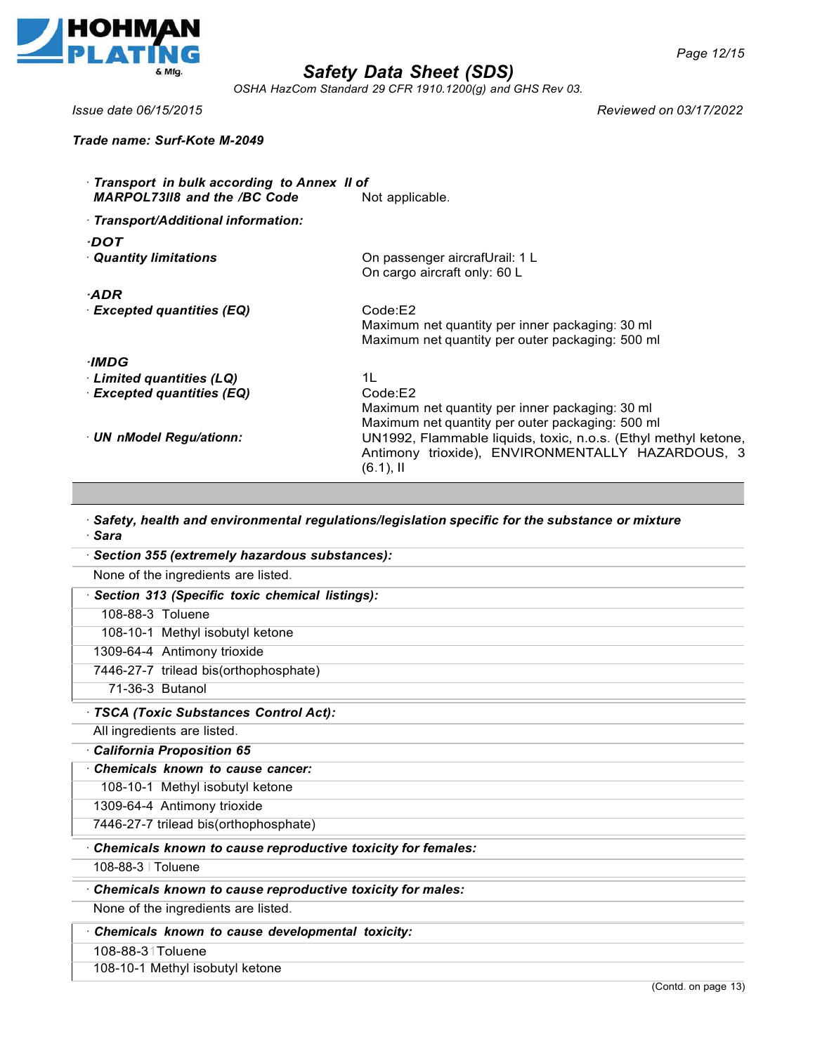Trade name: Surf-Kote M-2049

· **Transport in bulk according to Annex II of MARPOL73II8 and the /BC Code** Not applicable.

· **Transport/Additional information:**

·**DOT**

· **Quantity limitations** On passenger aircrafUrail: 1 L
On cargo aircraft only: 60 L

·**ADR**

· **Excepted quantities (EQ)** Code:E2
Maximum net quantity per inner packaging: 30 ml
Maximum net quantity per outer packaging: 500 ml

·**IMDG**

· **Limited quantities (LQ)** 1L

· **Excepted quantities (EQ)** Code:E2
Maximum net quantity per inner packaging: 30 ml
Maximum net quantity per outer packaging: 500 ml

· **UN nModel Regu/ationn:** UN1992, Flammable liquids, toxic, n.o.s. (Ethyl methyl ketone, Antimony trioxide), ENVIRONMENTALLY HAZARDOUS, 3 (6.1), II

---

· **Safety, health and environmental regulations/legislation specific for the substance or mixture**

· **Sara**

· **Section 355 (extremely hazardous substances):**

None of the ingredients are listed.

· **Section 313 (Specific toxic chemical listings):**

108-88-3 Toluene
108-10-1 Methyl isobutyl ketone
1309-64-4 Antimony trioxide
7446-27-7 trilead bis(orthophosphate)
71-36-3 Butanol

· **TSCA (Toxic Substances Control Act):**

All ingredients are listed.

· **California Proposition 65**

· **Chemicals known to cause cancer:**

108-10-1 Methyl isobutyl ketone
1309-64-4 Antimony trioxide
7446-27-7 trilead bis(orthophosphate)

· **Chemicals known to cause reproductive toxicity for females:**

108-88-3 Toluene

· **Chemicals known to cause reproductive toxicity for males:**

None of the ingredients are listed.

· **Chemicals known to cause developmental toxicity:**

108-88-3 Toluene
108-10-1 Methyl isobutyl ketone

(Contd. on page 13)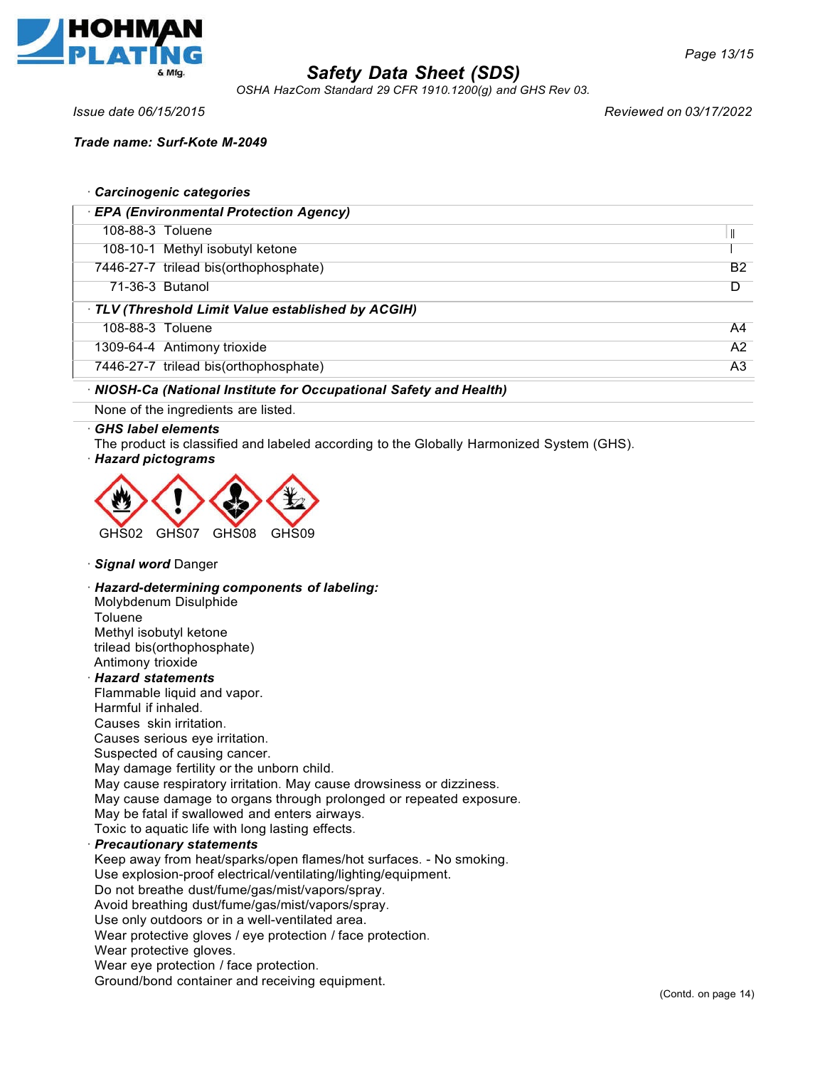**Trade name: Surf-Kote M-2049**

· **Carcinogenic categories**

| · **EPA (Environmental Protection Agency)** | | |
|---|---|---|
| 108-88-3 | Toluene | II |
| 108-10-1 | Methyl isobutyl ketone | I |
| 7446-27-7 | trilead bis(orthophosphate) | B2 |
| 71-36-3 | Butanol | D |

| · **TLV (Threshold Limit Value established by ACGIH)** | | |
|---|---|---|
| 108-88-3 | Toluene | A4 |
| 1309-64-4 | Antimony trioxide | A2 |
| 7446-27-7 | trilead bis(orthophosphate) | A3 |

· **NIOSH-Ca (National Institute for Occupational Safety and Health)**

None of the ingredients are listed.

· **GHS label elements**

The product is classified and labeled according to the Globally Harmonized System (GHS).

· **Hazard pictograms**

GHS02 GHS07 GHS08 GHS09

· **Signal word** Danger

· **Hazard-determining components of labeling:**

Molybdenum Disulphide
Toluene
Methyl isobutyl ketone
trilead bis(orthophosphate)
Antimony trioxide

· **Hazard statements**

Flammable liquid and vapor.
Harmful if inhaled.
Causes skin irritation.
Causes serious eye irritation.
Suspected of causing cancer.
May damage fertility or the unborn child.
May cause respiratory irritation. May cause drowsiness or dizziness.
May cause damage to organs through prolonged or repeated exposure.
May be fatal if swallowed and enters airways.
Toxic to aquatic life with long lasting effects.

· **Precautionary statements**

Keep away from heat/sparks/open flames/hot surfaces. - No smoking.
Use explosion-proof electrical/ventilating/lighting/equipment.
Do not breathe dust/fume/gas/mist/vapors/spray.
Avoid breathing dust/fume/gas/mist/vapors/spray.
Use only outdoors or in a well-ventilated area.
Wear protective gloves / eye protection / face protection.
Wear protective gloves.
Wear eye protection / face protection.
Ground/bond container and receiving equipment.

(Contd. on page 14)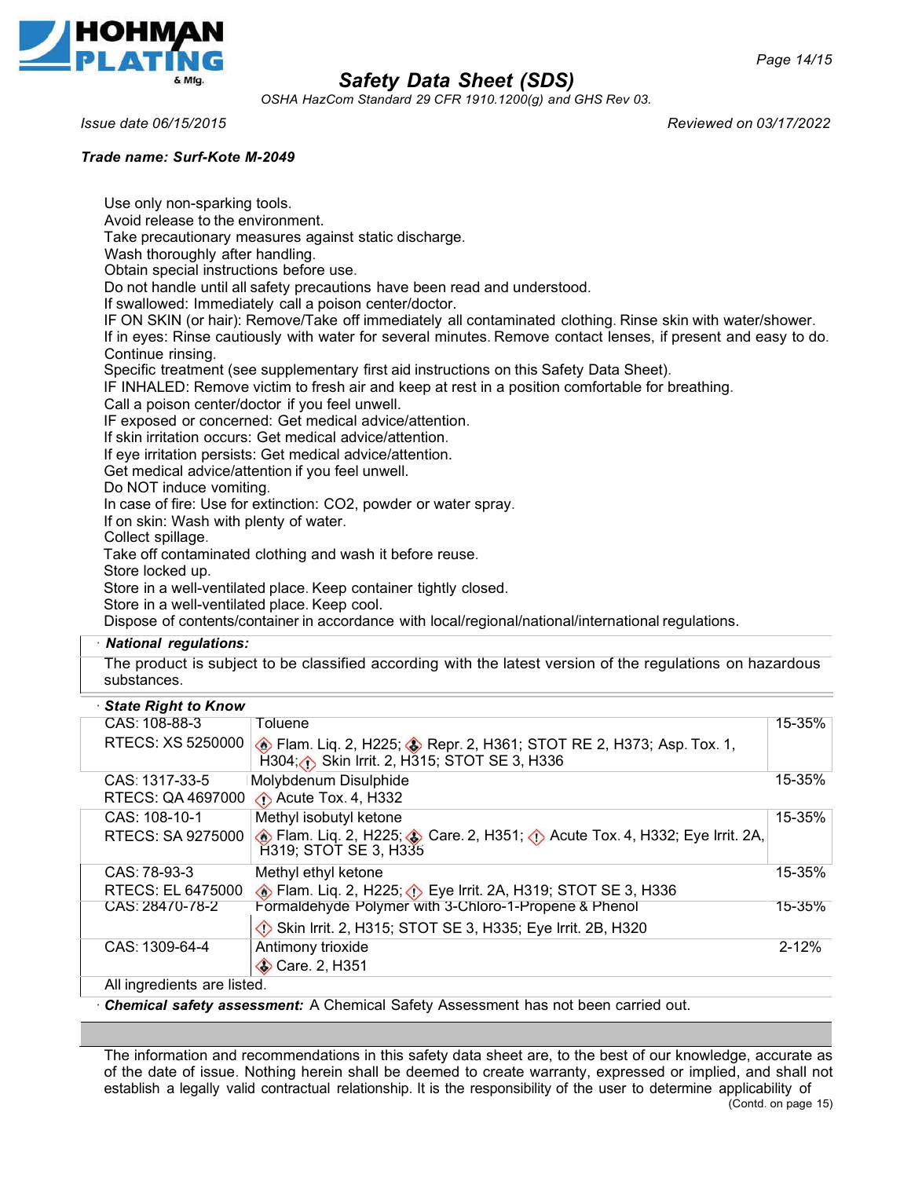Use only non-sparking tools.
Avoid release to the environment.
Take precautionary measures against static discharge.
Wash thoroughly after handling.
Obtain special instructions before use.
Do not handle until all safety precautions have been read and understood.
If swallowed: Immediately call a poison center/doctor.
IF ON SKIN (or hair): Remove/Take off immediately all contaminated clothing. Rinse skin with water/shower.
If in eyes: Rinse cautiously with water for several minutes. Remove contact lenses, if present and easy to do. Continue rinsing.
Specific treatment (see supplementary first aid instructions on this Safety Data Sheet).
IF INHALED: Remove victim to fresh air and keep at rest in a position comfortable for breathing.
Call a poison center/doctor if you feel unwell.
IF exposed or concerned: Get medical advice/attention.
If skin irritation occurs: Get medical advice/attention.
If eye irritation persists: Get medical advice/attention.
Get medical advice/attention if you feel unwell.
Do NOT induce vomiting.
In case of fire: Use for extinction: CO2, powder or water spray.
If on skin: Wash with plenty of water.
Collect spillage.
Take off contaminated clothing and wash it before reuse.
Store locked up.
Store in a well-ventilated place. Keep container tightly closed.
Store in a well-ventilated place. Keep cool.
Dispose of contents/container in accordance with local/regional/national/international regulations.

· **National regulations:**

The product is subject to be classified according with the latest version of the regulations on hazardous substances.

· **State Right to Know**

| CAS / RTECS | Ingredient | % |
|---|---|---|
| CAS: 108-88-3<br>RTECS: XS 5250000 | Toluene<br>Flam. Liq. 2, H225; Repr. 2, H361; STOT RE 2, H373; Asp. Tox. 1, H304; Skin Irrit. 2, H315; STOT SE 3, H336 | 15-35% |
| CAS: 1317-33-5<br>RTECS: QA 4697000 | Molybdenum Disulphide<br>Acute Tox. 4, H332 | 15-35% |
| CAS: 108-10-1<br>RTECS: SA 9275000 | Methyl isobutyl ketone<br>Flam. Liq. 2, H225; Carc. 2, H351; Acute Tox. 4, H332; Eye Irrit. 2A, H319; STOT SE 3, H335 | 15-35% |
| CAS: 78-93-3<br>RTECS: EL 6475000 | Methyl ethyl ketone<br>Flam. Liq. 2, H225; Eye Irrit. 2A, H319; STOT SE 3, H336 | 15-35% |
| CAS: 28470-78-2 | Formaldehyde Polymer with 3-Chloro-1-Propene & Phenol<br>Skin Irrit. 2, H315; STOT SE 3, H335; Eye Irrit. 2B, H320 | 15-35% |
| CAS: 1309-64-4 | Antimony trioxide<br>Carc. 2, H351 | 2-12% |

All ingredients are listed.

· **Chemical safety assessment:** A Chemical Safety Assessment has not been carried out.

The information and recommendations in this safety data sheet are, to the best of our knowledge, accurate as of the date of issue. Nothing herein shall be deemed to create warranty, expressed or implied, and shall not establish a legally valid contractual relationship. It is the responsibility of the user to determine applicability of

(Contd. on page 15)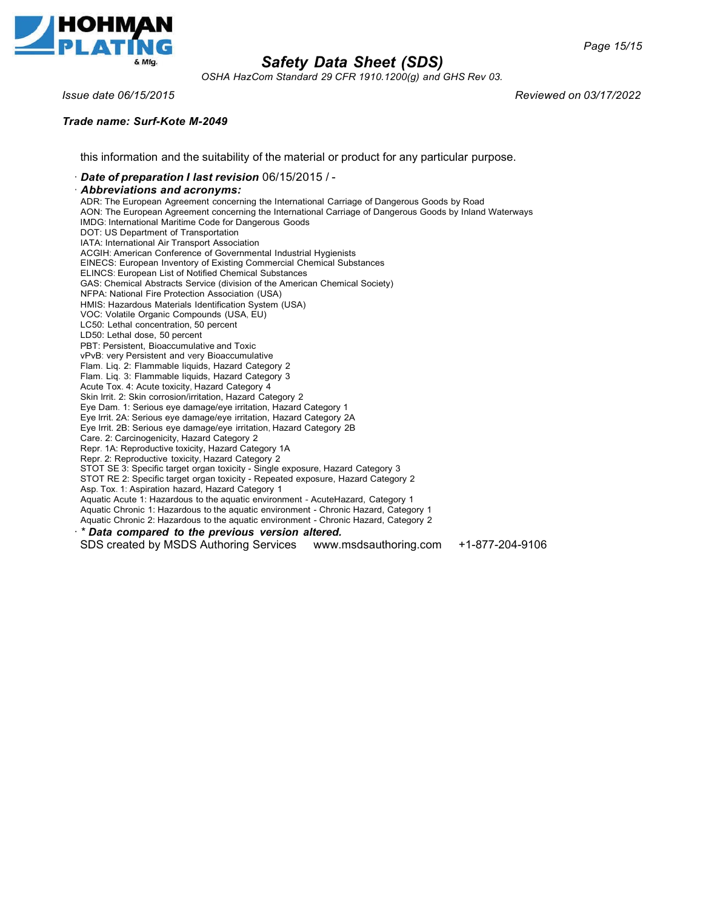this information and the suitability of the material or product for any particular purpose.

· **Date of preparation / last revision** 06/15/2015 / -

· ***Abbreviations and acronyms:***

ADR: The European Agreement concerning the International Carriage of Dangerous Goods by Road
AON: The European Agreement concerning the International Carriage of Dangerous Goods by Inland Waterways
IMDG: International Maritime Code for Dangerous Goods
DOT: US Department of Transportation
IATA: International Air Transport Association
ACGIH: American Conference of Governmental Industrial Hygienists
EINECS: European Inventory of Existing Commercial Chemical Substances
ELINCS: European List of Notified Chemical Substances
GAS: Chemical Abstracts Service (division of the American Chemical Society)
NFPA: National Fire Protection Association (USA)
HMIS: Hazardous Materials Identification System (USA)
VOC: Volatile Organic Compounds (USA, EU)
LC50: Lethal concentration, 50 percent
LD50: Lethal dose, 50 percent
PBT: Persistent, Bioaccumulative and Toxic
vPvB: very Persistent and very Bioaccumulative
Flam. Liq. 2: Flammable liquids, Hazard Category 2
Flam. Liq. 3: Flammable liquids, Hazard Category 3
Acute Tox. 4: Acute toxicity, Hazard Category 4
Skin Irrit. 2: Skin corrosion/irritation, Hazard Category 2
Eye Dam. 1: Serious eye damage/eye irritation, Hazard Category 1
Eye Irrit. 2A: Serious eye damage/eye irritation, Hazard Category 2A
Eye Irrit. 2B: Serious eye damage/eye irritation, Hazard Category 2B
Care. 2: Carcinogenicity, Hazard Category 2
Repr. 1A: Reproductive toxicity, Hazard Category 1A
Repr. 2: Reproductive toxicity, Hazard Category 2
STOT SE 3: Specific target organ toxicity - Single exposure, Hazard Category 3
STOT RE 2: Specific target organ toxicity - Repeated exposure, Hazard Category 2
Asp. Tox. 1: Aspiration hazard, Hazard Category 1
Aquatic Acute 1: Hazardous to the aquatic environment - AcuteHazard, Category 1
Aquatic Chronic 1: Hazardous to the aquatic environment - Chronic Hazard, Category 1
Aquatic Chronic 2: Hazardous to the aquatic environment - Chronic Hazard, Category 2

· ***\* Data compared to the previous version altered.***

SDS created by MSDS Authoring Services www.msdsauthoring.com +1-877-204-9106